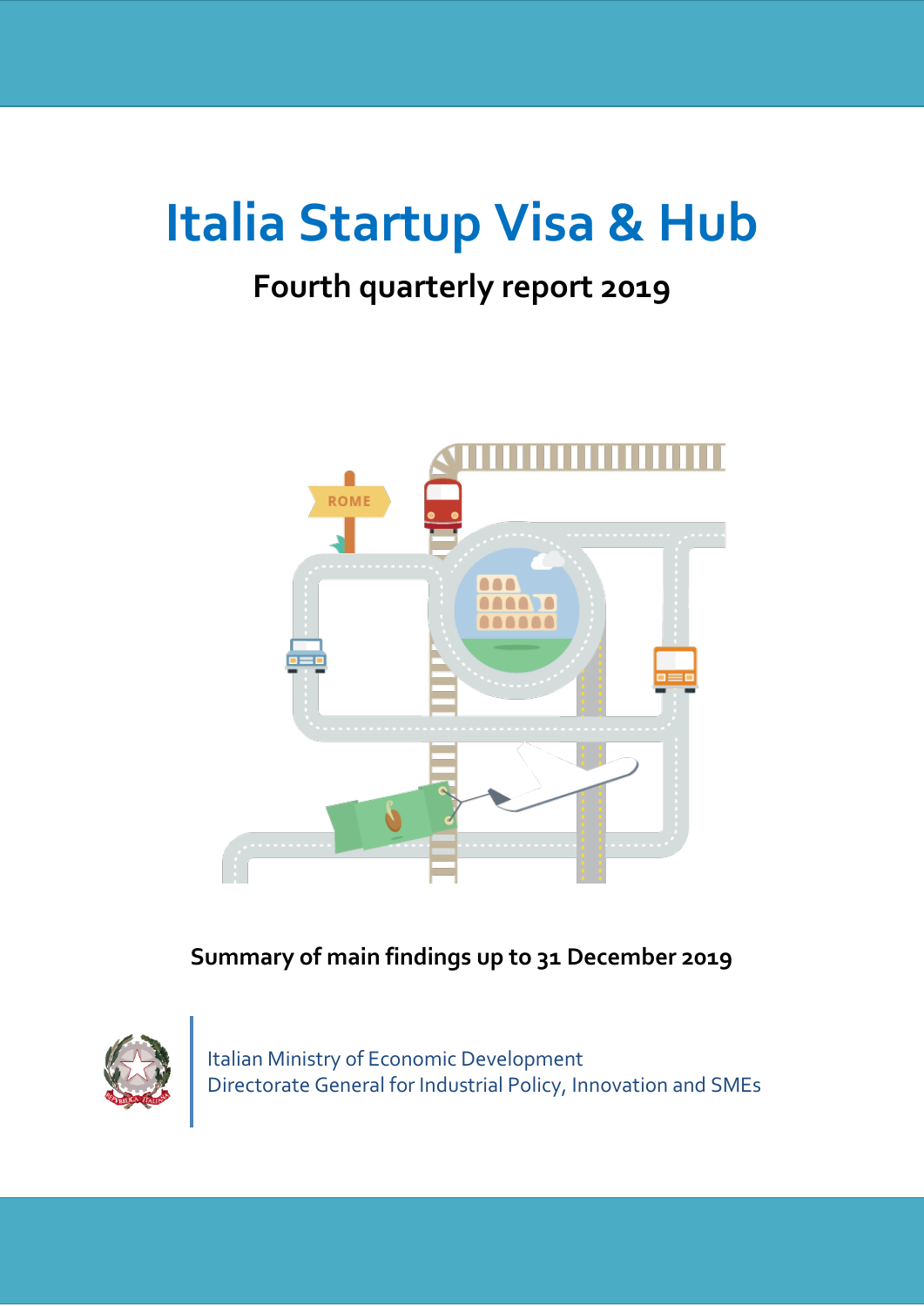# Italia Startup Visa & Hub

## Fourth quarterly report 2019

**Summary of main findings up to 31 December 2019**

Italian Ministry of Economic Development
Directorate General for Industrial Policy, Innovation and SMEs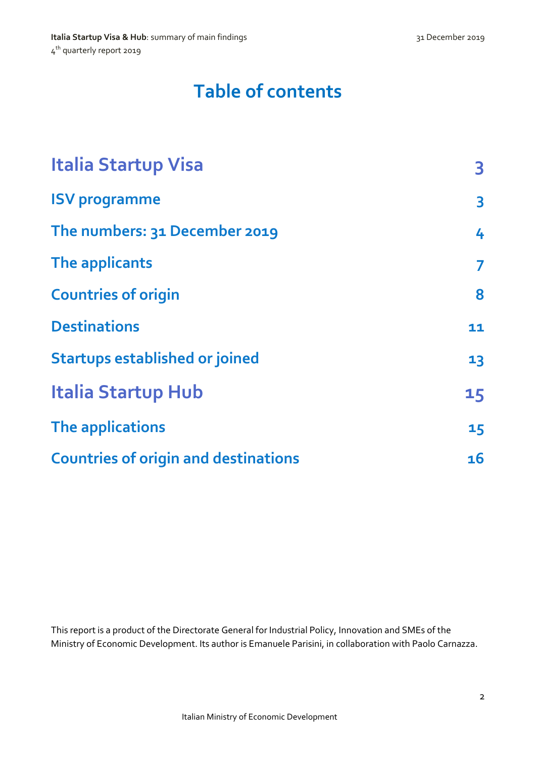# Table of contents

| | |
|---|---|
| **Italia Startup Visa** | **3** |
| **ISV programme** | **3** |
| **The numbers: 31 December 2019** | **4** |
| **The applicants** | **7** |
| **Countries of origin** | **8** |
| **Destinations** | **11** |
| **Startups established or joined** | **13** |
| **Italia Startup Hub** | **15** |
| **The applications** | **15** |
| **Countries of origin and destinations** | **16** |

This report is a product of the Directorate General for Industrial Policy, Innovation and SMEs of the Ministry of Economic Development. Its author is Emanuele Parisini, in collaboration with Paolo Carnazza.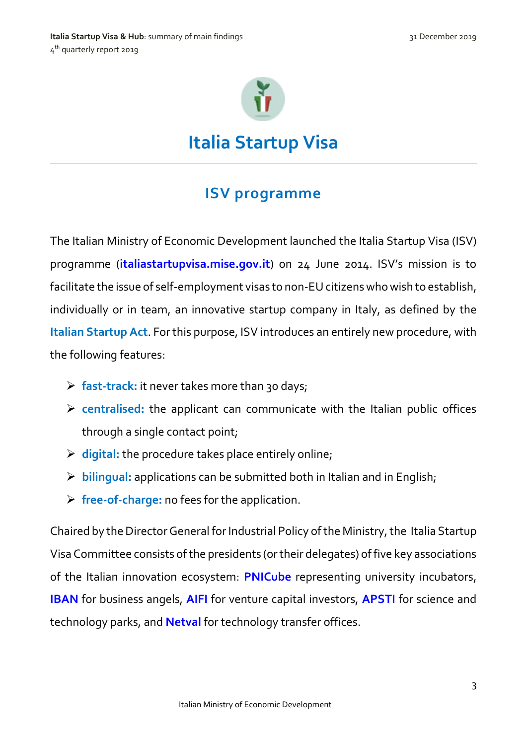# Italia Startup Visa

## ISV programme

The Italian Ministry of Economic Development launched the Italia Startup Visa (ISV) programme (**italiastartupvisa.mise.gov.it**) on 24 June 2014. ISV's mission is to facilitate the issue of self-employment visas to non-EU citizens who wish to establish, individually or in team, an innovative startup company in Italy, as defined by the **Italian Startup Act**. For this purpose, ISV introduces an entirely new procedure, with the following features:

- **fast-track:** it never takes more than 30 days;
- **centralised:** the applicant can communicate with the Italian public offices through a single contact point;
- **digital:** the procedure takes place entirely online;
- **bilingual:** applications can be submitted both in Italian and in English;
- **free-of-charge:** no fees for the application.

Chaired by the Director General for Industrial Policy of the Ministry, the Italia Startup Visa Committee consists of the presidents (or their delegates) of five key associations of the Italian innovation ecosystem: **PNICube** representing university incubators, **IBAN** for business angels, **AIFI** for venture capital investors, **APSTI** for science and technology parks, and **Netval** for technology transfer offices.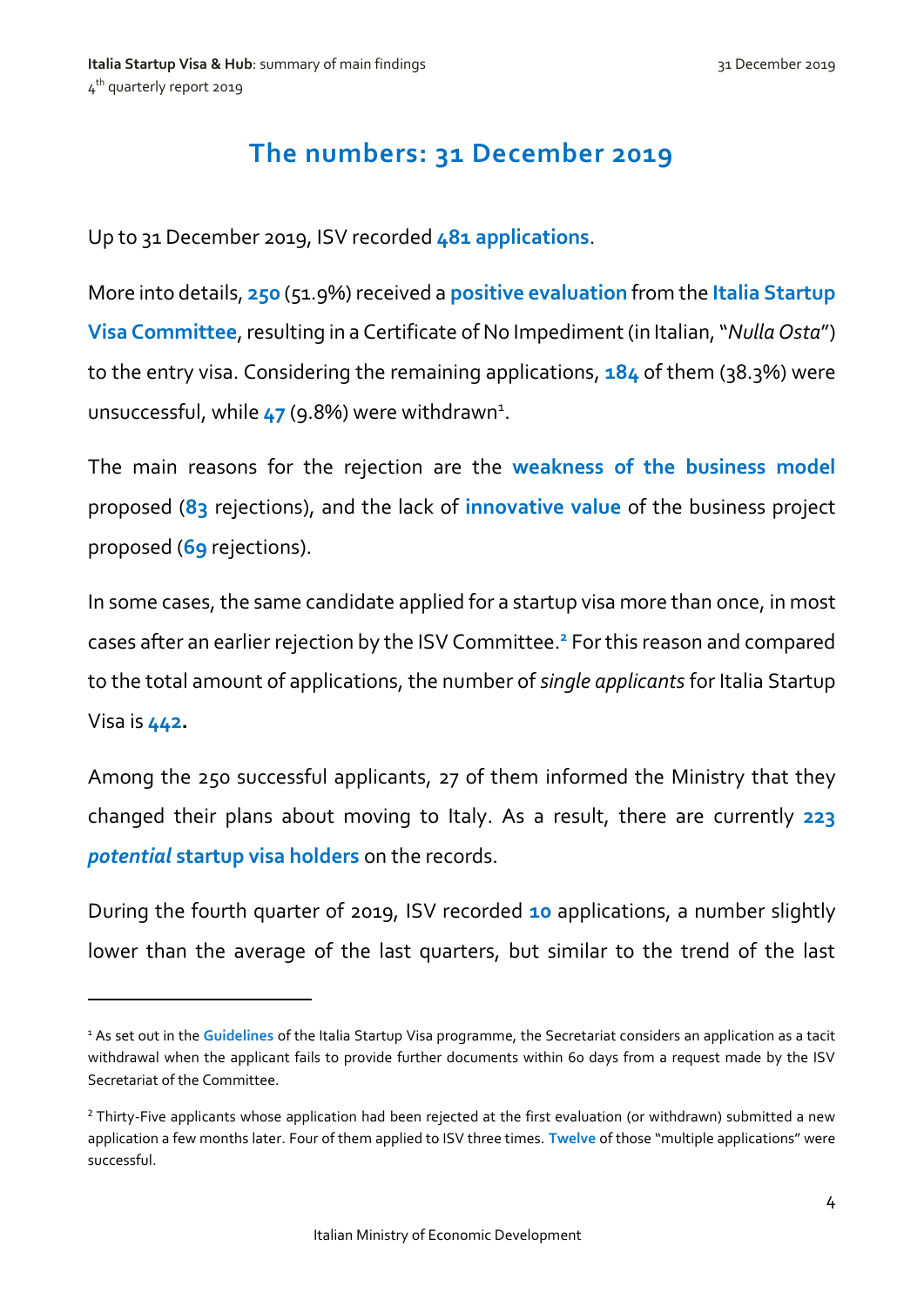# The numbers: 31 December 2019

Up to 31 December 2019, ISV recorded **481 applications**.

More into details, **250** (51.9%) received a **positive evaluation** from the **Italia Startup Visa Committee**, resulting in a Certificate of No Impediment (in Italian, "*Nulla Osta*") to the entry visa. Considering the remaining applications, **184** of them (38.3%) were unsuccessful, while **47** (9.8%) were withdrawn[1].

The main reasons for the rejection are the **weakness of the business model** proposed (**83** rejections), and the lack of **innovative value** of the business project proposed (**69** rejections).

In some cases, the same candidate applied for a startup visa more than once, in most cases after an earlier rejection by the ISV Committee.[2] For this reason and compared to the total amount of applications, the number of *single applicants* for Italia Startup Visa is **442.**

Among the 250 successful applicants, 27 of them informed the Ministry that they changed their plans about moving to Italy. As a result, there are currently **223** ***potential* startup visa holders** on the records.

During the fourth quarter of 2019, ISV recorded **10** applications, a number slightly lower than the average of the last quarters, but similar to the trend of the last

---

[1] As set out in the **Guidelines** of the Italia Startup Visa programme, the Secretariat considers an application as a tacit withdrawal when the applicant fails to provide further documents within 60 days from a request made by the ISV Secretariat of the Committee.

[2] Thirty-Five applicants whose application had been rejected at the first evaluation (or withdrawn) submitted a new application a few months later. Four of them applied to ISV three times. **Twelve** of those "multiple applications" were successful.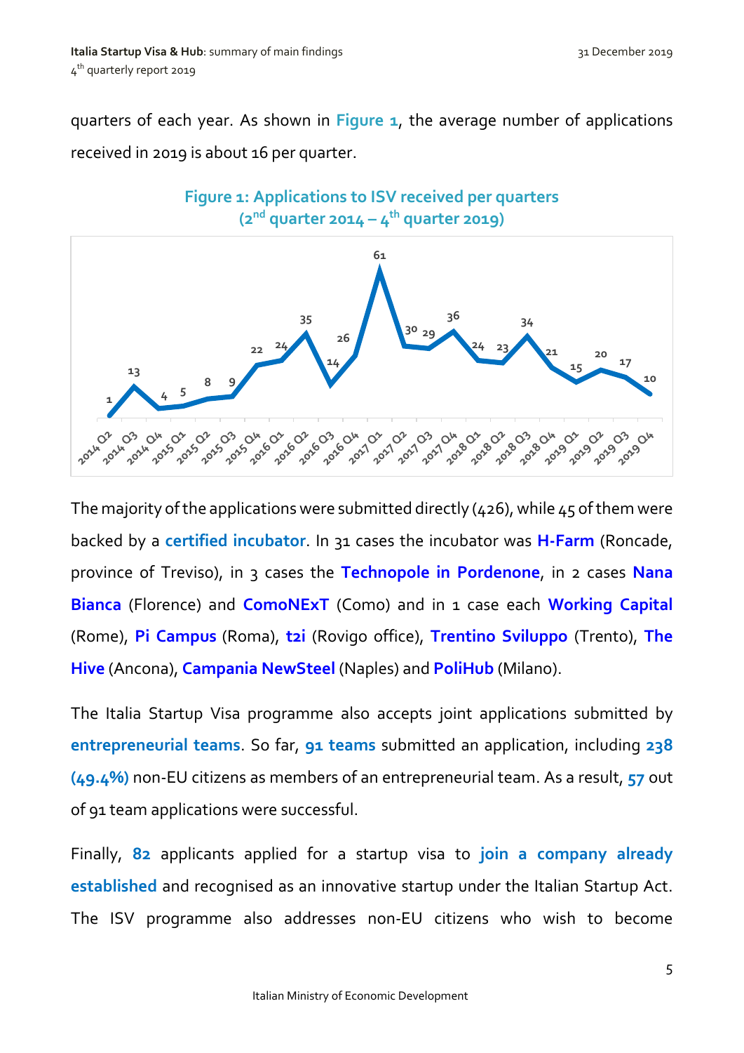quarters of each year. As shown in **Figure 1**, the average number of applications received in 2019 is about 16 per quarter.

**Figure 1: Applications to ISV received per quarters (2nd quarter 2014 – 4th quarter 2019)**

| Quarter | Applications |
|---|---|
| 2014 Q2 | 1 |
| 2014 Q3 | 13 |
| 2014 Q4 | 4 |
| 2015 Q1 | 5 |
| 2015 Q2 | 8 |
| 2015 Q3 | 9 |
| 2015 Q4 | 22 |
| 2016 Q1 | 24 |
| 2016 Q2 | 35 |
| 2016 Q3 | 14 |
| 2016 Q4 | 26 |
| 2017 Q1 | 61 |
| 2017 Q2 | 30 |
| 2017 Q3 | 29 |
| 2017 Q4 | 36 |
| 2018 Q1 | 24 |
| 2018 Q2 | 23 |
| 2018 Q3 | 34 |
| 2018 Q4 | 21 |
| 2019 Q1 | 15 |
| 2019 Q2 | 20 |
| 2019 Q3 | 17 |
| 2019 Q4 | 10 |

The majority of the applications were submitted directly (426), while 45 of them were backed by a **certified incubator**. In 31 cases the incubator was **H-Farm** (Roncade, province of Treviso), in 3 cases the **Technopole in Pordenone**, in 2 cases **Nana Bianca** (Florence) and **ComoNExT** (Como) and in 1 case each **Working Capital** (Rome), **Pi Campus** (Roma), **t2i** (Rovigo office), **Trentino Sviluppo** (Trento), **The Hive** (Ancona), **Campania NewSteel** (Naples) and **PoliHub** (Milano).

The Italia Startup Visa programme also accepts joint applications submitted by **entrepreneurial teams**. So far, **91 teams** submitted an application, including **238 (49.4%)** non-EU citizens as members of an entrepreneurial team. As a result, **57** out of 91 team applications were successful.

Finally, **82** applicants applied for a startup visa to **join a company already established** and recognised as an innovative startup under the Italian Startup Act. The ISV programme also addresses non-EU citizens who wish to become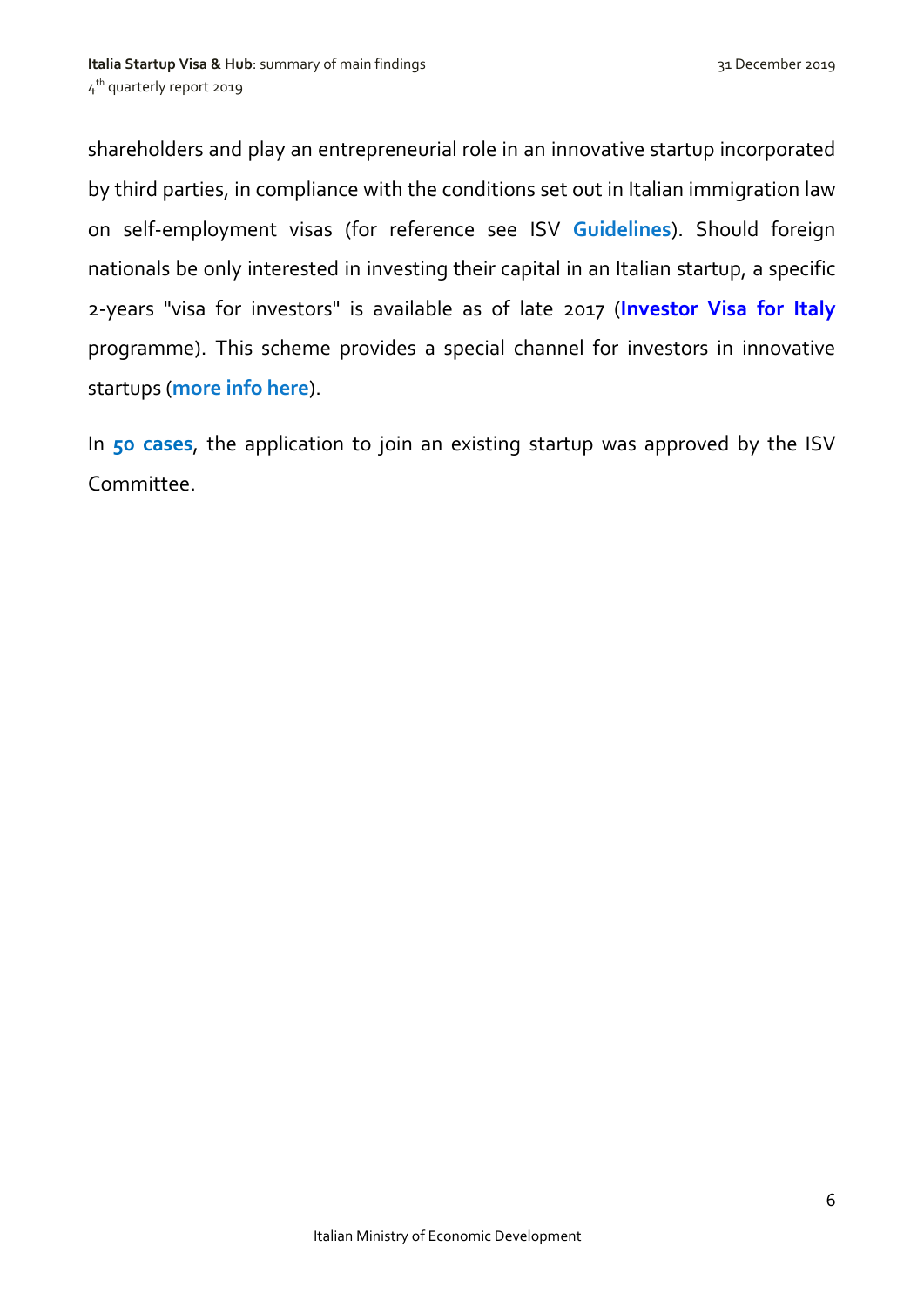shareholders and play an entrepreneurial role in an innovative startup incorporated by third parties, in compliance with the conditions set out in Italian immigration law on self-employment visas (for reference see ISV **Guidelines**). Should foreign nationals be only interested in investing their capital in an Italian startup, a specific 2-years "visa for investors" is available as of late 2017 (**Investor Visa for Italy** programme). This scheme provides a special channel for investors in innovative startups (**more info here**).

In **50 cases**, the application to join an existing startup was approved by the ISV Committee.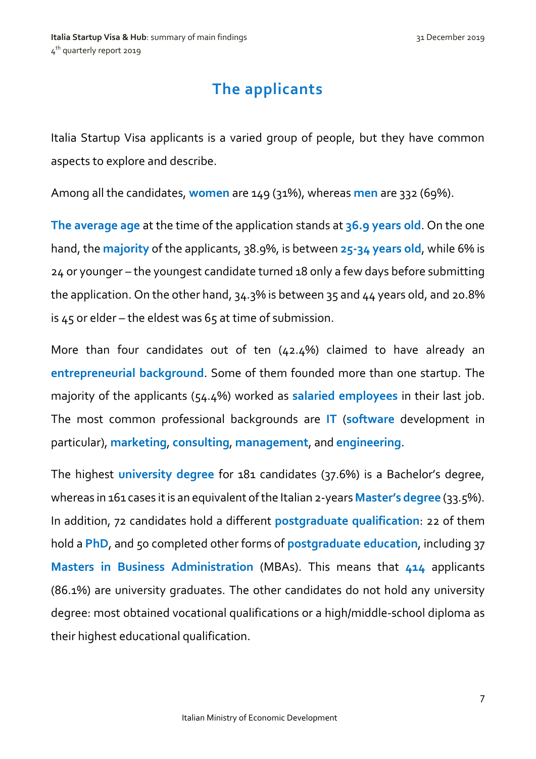## The applicants

Italia Startup Visa applicants is a varied group of people, but they have common aspects to explore and describe.

Among all the candidates, **women** are 149 (31%), whereas **men** are 332 (69%).

**The average age** at the time of the application stands at **36.9 years old**. On the one hand, the **majority** of the applicants, 38.9%, is between **25-34 years old**, while 6% is 24 or younger – the youngest candidate turned 18 only a few days before submitting the application. On the other hand, 34.3% is between 35 and 44 years old, and 20.8% is 45 or elder – the eldest was 65 at time of submission.

More than four candidates out of ten (42.4%) claimed to have already an **entrepreneurial background**. Some of them founded more than one startup. The majority of the applicants (54.4%) worked as **salaried employees** in their last job. The most common professional backgrounds are **IT** (**software** development in particular), **marketing**, **consulting**, **management**, and **engineering**.

The highest **university degree** for 181 candidates (37.6%) is a Bachelor's degree, whereas in 161 cases it is an equivalent of the Italian 2-years **Master's degree** (33.5%). In addition, 72 candidates hold a different **postgraduate qualification**: 22 of them hold a **PhD**, and 50 completed other forms of **postgraduate education**, including 37 **Masters in Business Administration** (MBAs). This means that **414** applicants (86.1%) are university graduates. The other candidates do not hold any university degree: most obtained vocational qualifications or a high/middle-school diploma as their highest educational qualification.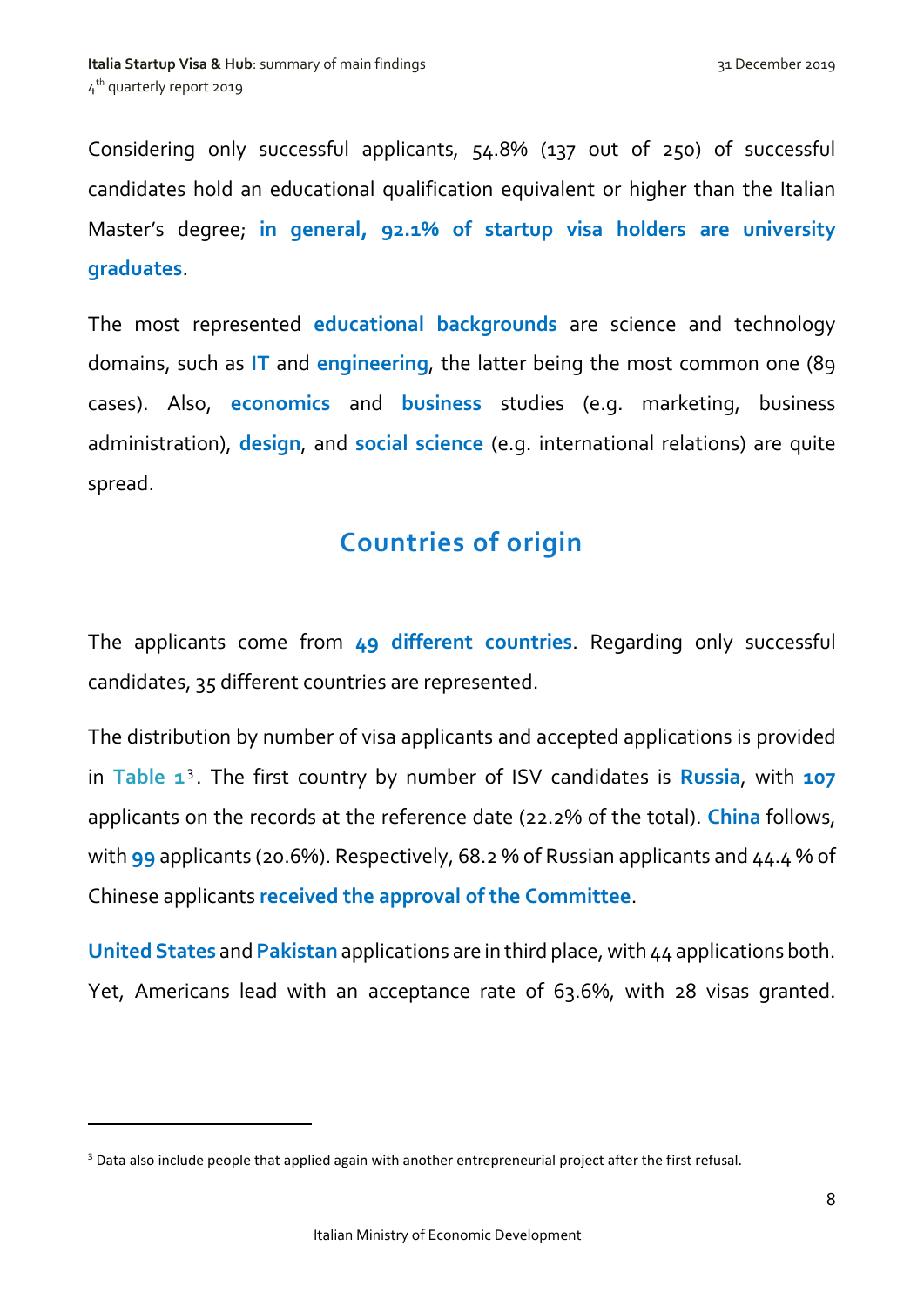Considering only successful applicants, 54.8% (137 out of 250) of successful candidates hold an educational qualification equivalent or higher than the Italian Master's degree; **in general, 92.1% of startup visa holders are university graduates**.

The most represented **educational backgrounds** are science and technology domains, such as **IT** and **engineering**, the latter being the most common one (89 cases). Also, **economics** and **business** studies (e.g. marketing, business administration), **design**, and **social science** (e.g. international relations) are quite spread.

## Countries of origin

The applicants come from **49 different countries**. Regarding only successful candidates, 35 different countries are represented.

The distribution by number of visa applicants and accepted applications is provided in **Table 1**[3]. The first country by number of ISV candidates is **Russia**, with **107** applicants on the records at the reference date (22.2% of the total). **China** follows, with **99** applicants (20.6%). Respectively, 68.2 % of Russian applicants and 44.4 % of Chinese applicants **received the approval of the Committee**.

**United States** and **Pakistan** applications are in third place, with 44 applications both. Yet, Americans lead with an acceptance rate of 63.6%, with 28 visas granted.

[3] Data also include people that applied again with another entrepreneurial project after the first refusal.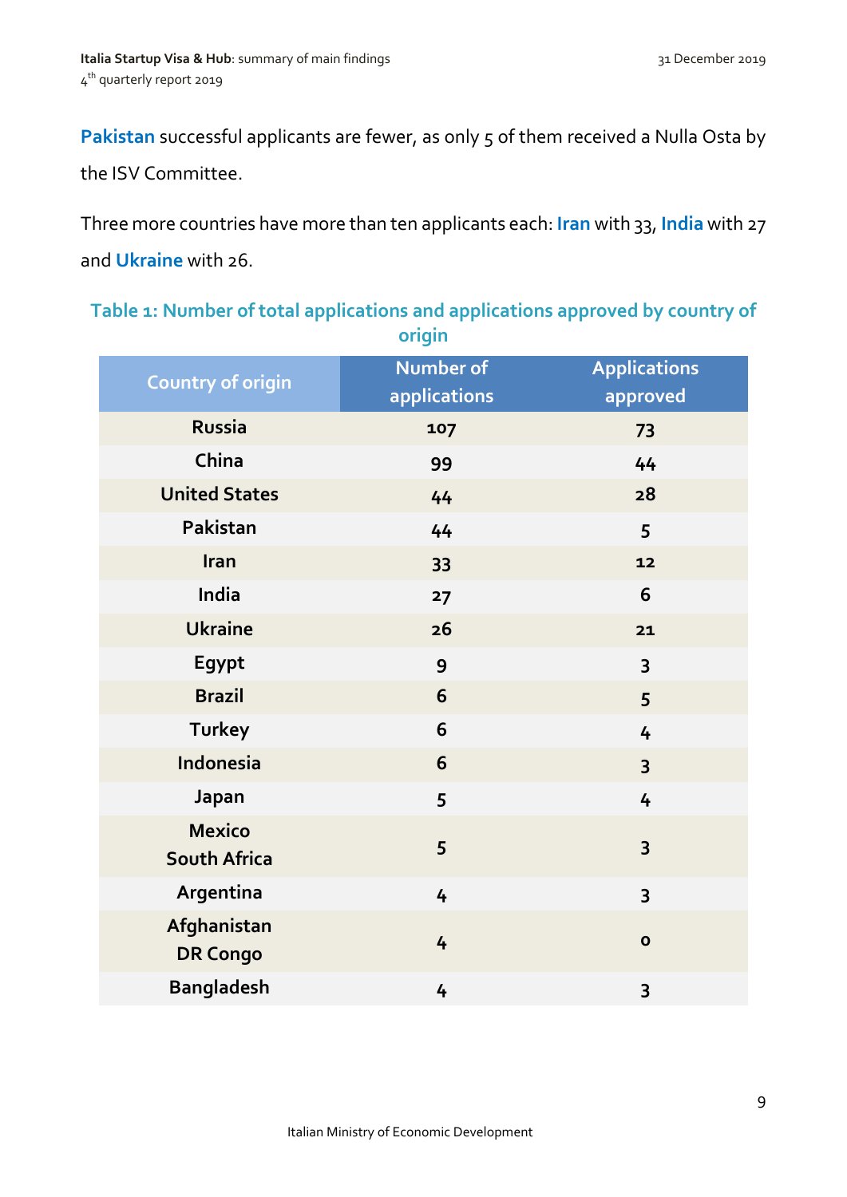**Pakistan** successful applicants are fewer, as only 5 of them received a Nulla Osta by the ISV Committee.

Three more countries have more than ten applicants each: **Iran** with 33, **India** with 27 and **Ukraine** with 26.

**Table 1: Number of total applications and applications approved by country of origin**

| Country of origin | Number of applications | Applications approved |
|---|---|---|
| Russia | 107 | 73 |
| China | 99 | 44 |
| United States | 44 | 28 |
| Pakistan | 44 | 5 |
| Iran | 33 | 12 |
| India | 27 | 6 |
| Ukraine | 26 | 21 |
| Egypt | 9 | 3 |
| Brazil | 6 | 5 |
| Turkey | 6 | 4 |
| Indonesia | 6 | 3 |
| Japan | 5 | 4 |
| Mexico<br>South Africa | 5 | 3 |
| Argentina | 4 | 3 |
| Afghanistan<br>DR Congo | 4 | 0 |
| Bangladesh | 4 | 3 |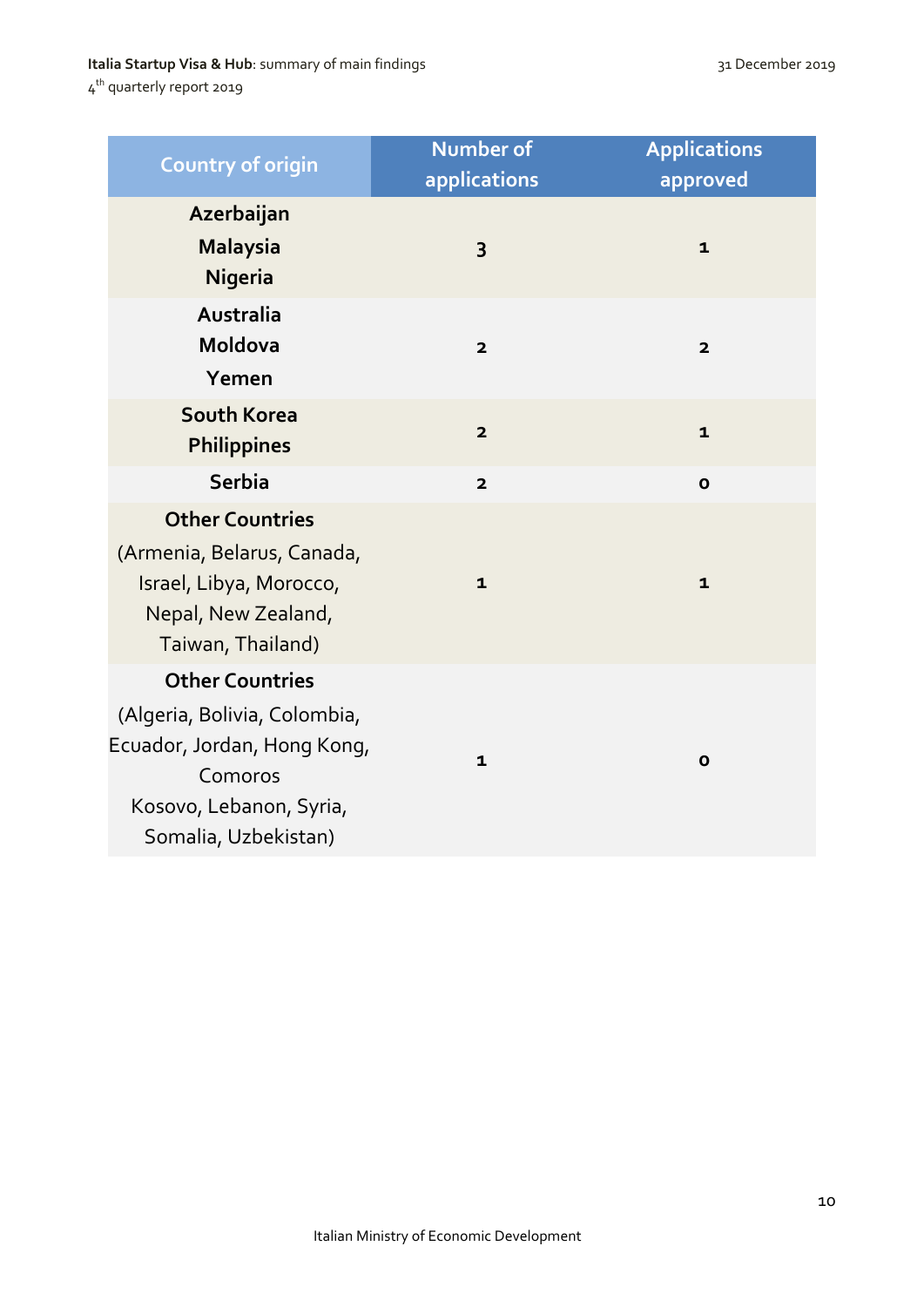| Country of origin | Number of applications | Applications approved |
| --- | --- | --- |
| **Azerbaijan**<br>**Malaysia**<br>**Nigeria** | **3** | **1** |
| **Australia**<br>**Moldova**<br>**Yemen** | **2** | **2** |
| **South Korea**<br>**Philippines** | **2** | **1** |
| **Serbia** | **2** | **0** |
| **Other Countries**<br>(Armenia, Belarus, Canada, Israel, Libya, Morocco, Nepal, New Zealand, Taiwan, Thailand) | **1** | **1** |
| **Other Countries**<br>(Algeria, Bolivia, Colombia, Ecuador, Jordan, Hong Kong, Comoros<br>Kosovo, Lebanon, Syria, Somalia, Uzbekistan) | **1** | **0** |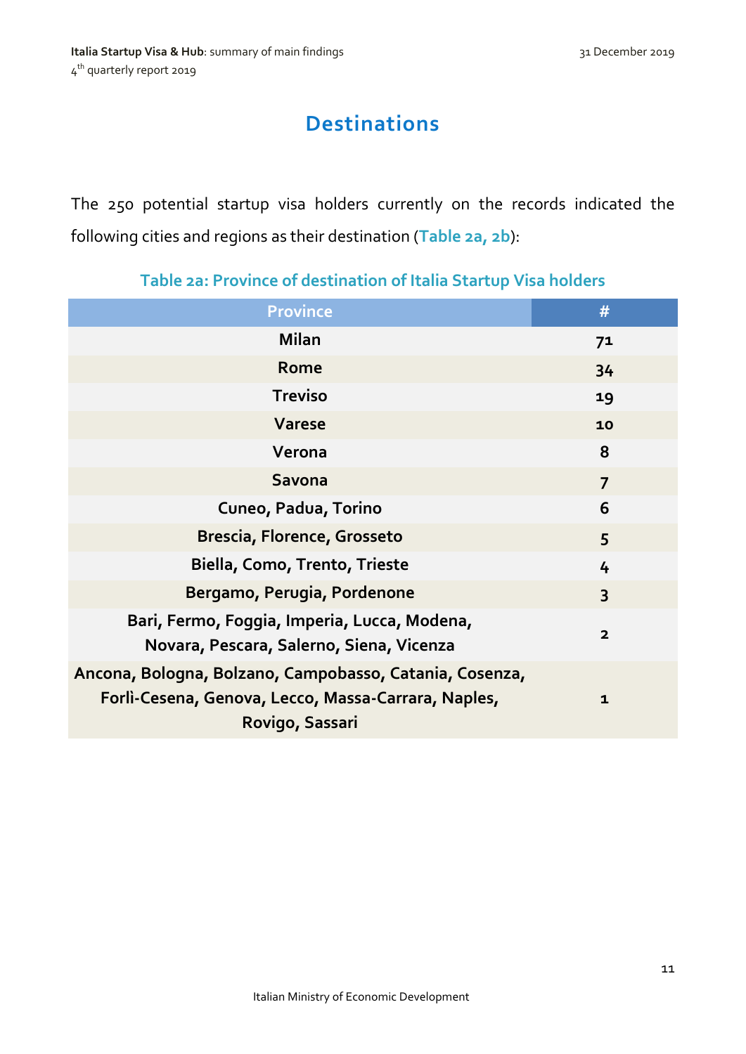## Destinations

The 250 potential startup visa holders currently on the records indicated the following cities and regions as their destination (**Table 2a, 2b**):

**Table 2a: Province of destination of Italia Startup Visa holders**

| Province | # |
|---|---|
| Milan | 71 |
| Rome | 34 |
| Treviso | 19 |
| Varese | 10 |
| Verona | 8 |
| Savona | 7 |
| Cuneo, Padua, Torino | 6 |
| Brescia, Florence, Grosseto | 5 |
| Biella, Como, Trento, Trieste | 4 |
| Bergamo, Perugia, Pordenone | 3 |
| Bari, Fermo, Foggia, Imperia, Lucca, Modena, Novara, Pescara, Salerno, Siena, Vicenza | 2 |
| Ancona, Bologna, Bolzano, Campobasso, Catania, Cosenza, Forlì-Cesena, Genova, Lecco, Massa-Carrara, Naples, Rovigo, Sassari | 1 |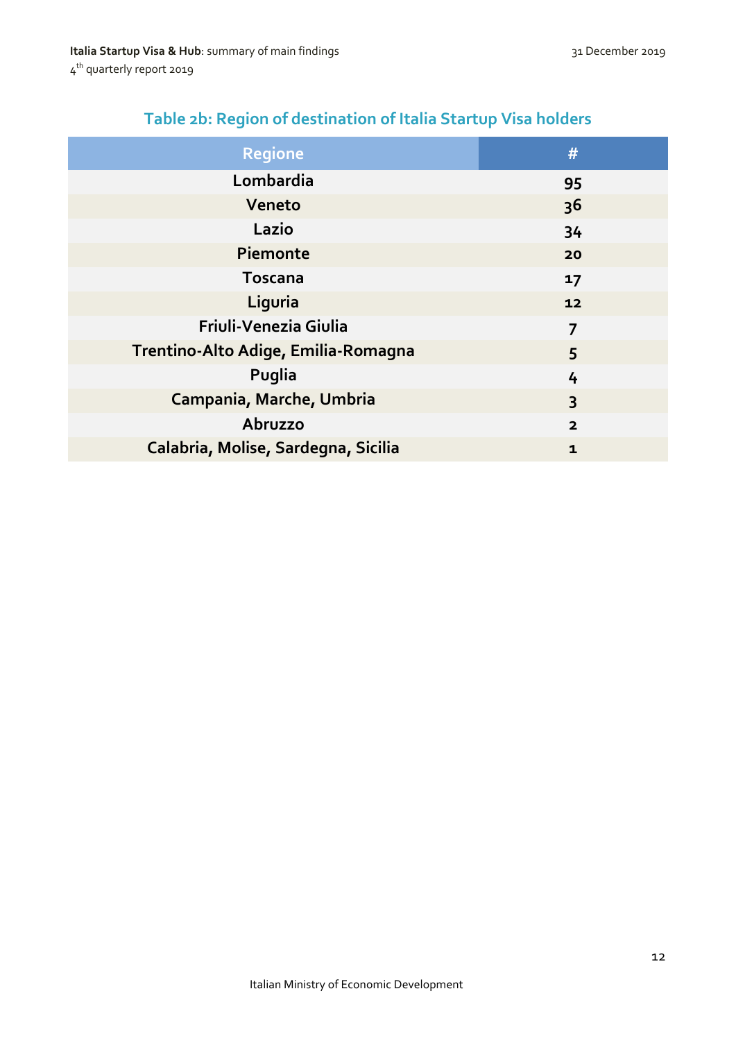## Table 2b: Region of destination of Italia Startup Visa holders

| Regione | # |
|---|---|
| Lombardia | 95 |
| Veneto | 36 |
| Lazio | 34 |
| Piemonte | 20 |
| Toscana | 17 |
| Liguria | 12 |
| Friuli-Venezia Giulia | 7 |
| Trentino-Alto Adige, Emilia-Romagna | 5 |
| Puglia | 4 |
| Campania, Marche, Umbria | 3 |
| Abruzzo | 2 |
| Calabria, Molise, Sardegna, Sicilia | 1 |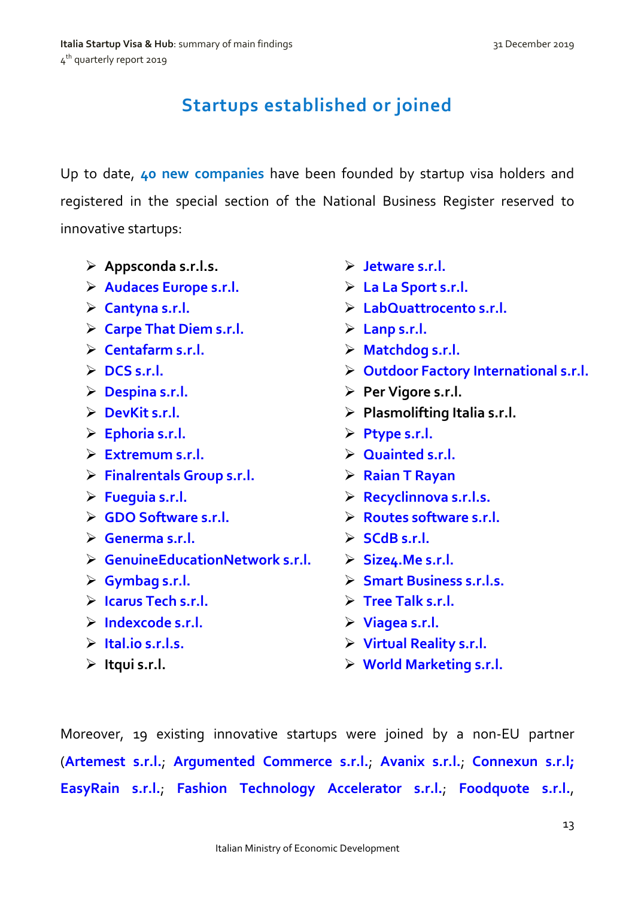## Startups established or joined

Up to date, **40 new companies** have been founded by startup visa holders and registered in the special section of the National Business Register reserved to innovative startups:

- **Appsconda s.r.l.s.**
- **Audaces Europe s.r.l.**
- **Cantyna s.r.l.**
- **Carpe That Diem s.r.l.**
- **Centafarm s.r.l.**
- **DCS s.r.l.**
- **Despina s.r.l.**
- **DevKit s.r.l.**
- **Ephoria s.r.l.**
- **Extremum s.r.l.**
- **Finalrentals Group s.r.l.**
- **Fueguia s.r.l.**
- **GDO Software s.r.l.**
- **Generma s.r.l.**
- **GenuineEducationNetwork s.r.l.**
- **Gymbag s.r.l.**
- **Icarus Tech s.r.l.**
- **Indexcode s.r.l.**
- **Ital.io s.r.l.s.**
- **Itqui s.r.l.**
- **Jetware s.r.l.**
- **La La Sport s.r.l.**
- **LabQuattrocento s.r.l.**
- **Lanp s.r.l.**
- **Matchdog s.r.l.**
- **Outdoor Factory International s.r.l.**
- **Per Vigore s.r.l.**
- **Plasmolifting Italia s.r.l.**
- **Ptype s.r.l.**
- **Quainted s.r.l.**
- **Raian T Rayan**
- **Recyclinnova s.r.l.s.**
- **Routes software s.r.l.**
- **SCdB s.r.l.**
- **Size4.Me s.r.l.**
- **Smart Business s.r.l.s.**
- **Tree Talk s.r.l.**
- **Viagea s.r.l.**
- **Virtual Reality s.r.l.**
- **World Marketing s.r.l.**

Moreover, 19 existing innovative startups were joined by a non-EU partner (**Artemest s.r.l.**; **Argumented Commerce s.r.l.**; **Avanix s.r.l.**; **Connexun s.r.l;** **EasyRain s.r.l.**; **Fashion Technology Accelerator s.r.l.**; **Foodquote s.r.l.**,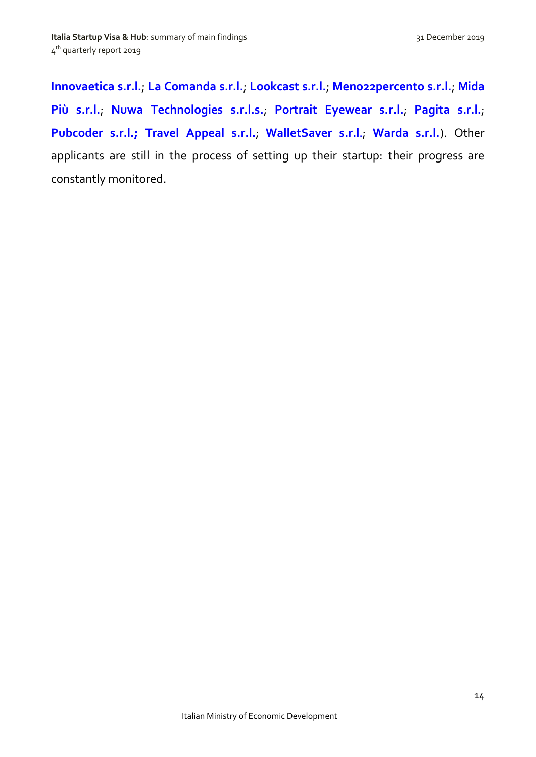**Innovaetica s.r.l.**; **La Comanda s.r.l.**; **Lookcast s.r.l.**; **Meno22percento s.r.l.**; **Mida Più s.r.l.**; **Nuwa Technologies s.r.l.s.**; **Portrait Eyewear s.r.l.**; **Pagita s.r.l.**; **Pubcoder s.r.l.; Travel Appeal s.r.l.**; **WalletSaver s.r.l.**; **Warda s.r.l.**). Other applicants are still in the process of setting up their startup: their progress are constantly monitored.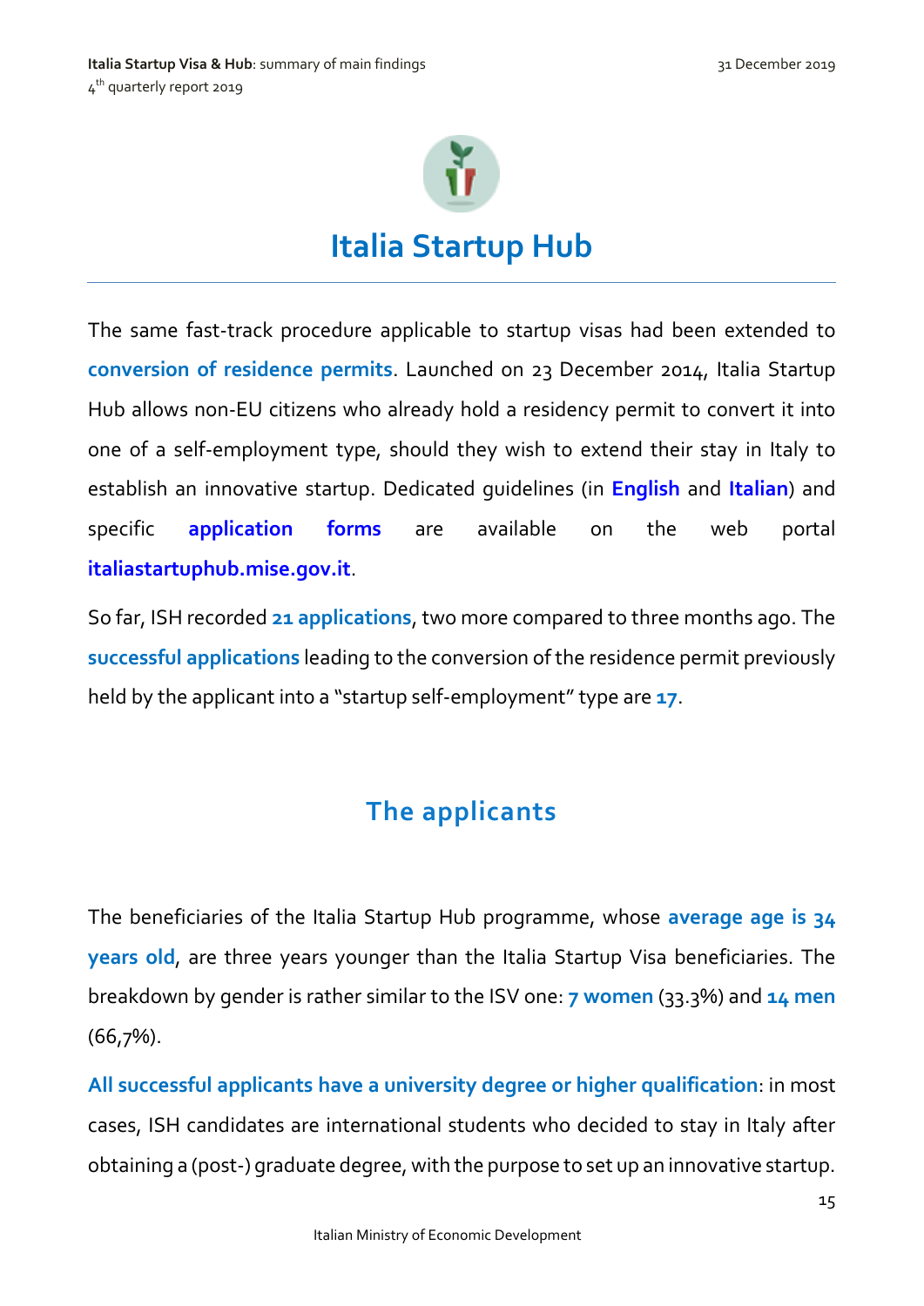# Italia Startup Hub

The same fast-track procedure applicable to startup visas had been extended to **conversion of residence permits**. Launched on 23 December 2014, Italia Startup Hub allows non-EU citizens who already hold a residency permit to convert it into one of a self-employment type, should they wish to extend their stay in Italy to establish an innovative startup. Dedicated guidelines (in **English** and **Italian**) and specific **application forms** are available on the web portal **italiastartuphub.mise.gov.it**.

So far, ISH recorded **21 applications**, two more compared to three months ago. The **successful applications** leading to the conversion of the residence permit previously held by the applicant into a "startup self-employment" type are **17**.

## The applicants

The beneficiaries of the Italia Startup Hub programme, whose **average age is 34 years old**, are three years younger than the Italia Startup Visa beneficiaries. The breakdown by gender is rather similar to the ISV one: **7 women** (33.3%) and **14 men** (66,7%).

**All successful applicants have a university degree or higher qualification**: in most cases, ISH candidates are international students who decided to stay in Italy after obtaining a (post-) graduate degree, with the purpose to set up an innovative startup.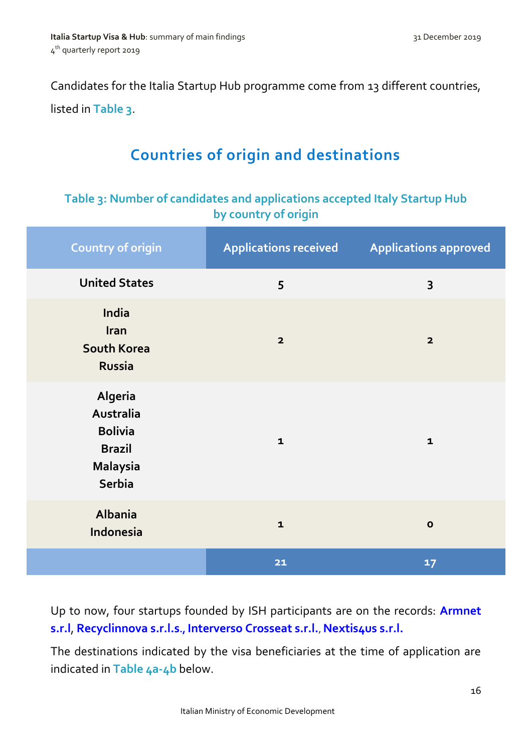Candidates for the Italia Startup Hub programme come from 13 different countries, listed in **Table 3**.

## Countries of origin and destinations

### Table 3: Number of candidates and applications accepted Italy Startup Hub by country of origin

| Country of origin | Applications received | Applications approved |
|---|---|---|
| **United States** | **5** | **3** |
| **India**<br>**Iran**<br>**South Korea**<br>**Russia** | **2** | **2** |
| **Algeria**<br>**Australia**<br>**Bolivia**<br>**Brazil**<br>**Malaysia**<br>**Serbia** | **1** | **1** |
| **Albania**<br>**Indonesia** | **1** | **0** |
| | **21** | **17** |

Up to now, four startups founded by ISH participants are on the records: **Armnet s.r.l**, **Recyclinnova s.r.l.s., Interverso Crosseat s.r.l.**, **Nextis4us s.r.l.**

The destinations indicated by the visa beneficiaries at the time of application are indicated in **Table 4a-4b** below.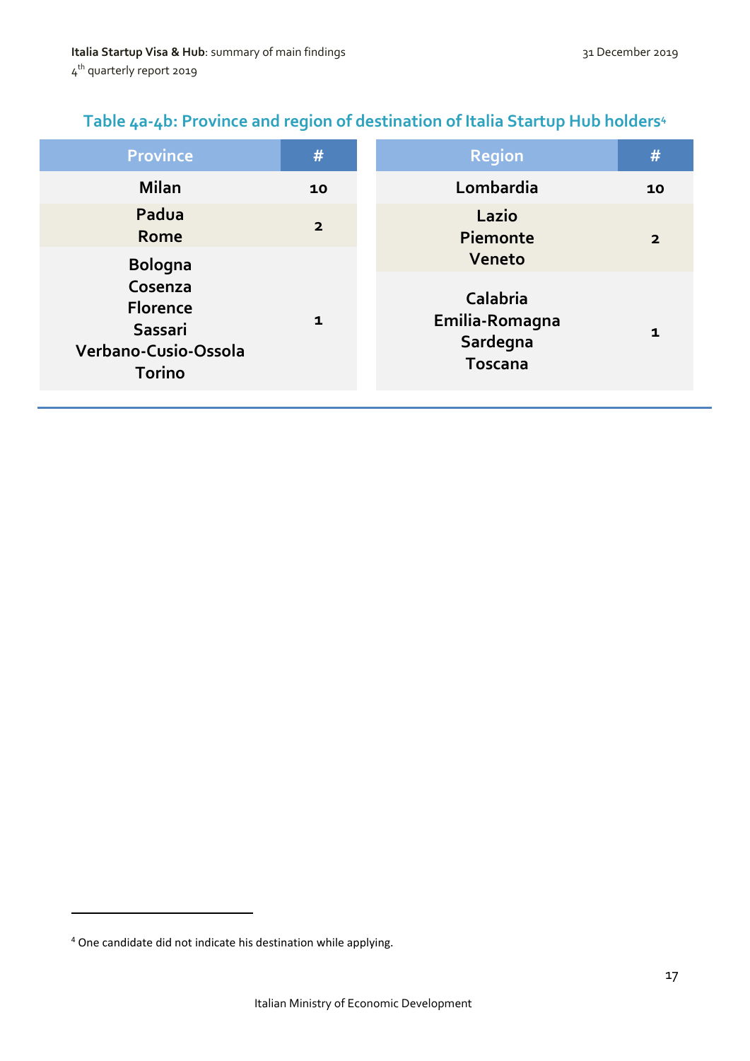## Table 4a-4b: Province and region of destination of Italia Startup Hub holders[4]

| Province | # |
|---|---|
| Milan | 10 |
| Padua<br>Rome | 2 |
| Bologna<br>Cosenza<br>Florence<br>Sassari<br>Verbano-Cusio-Ossola<br>Torino | 1 |

| Region | # |
|---|---|
| Lombardia | 10 |
| Lazio<br>Piemonte<br>Veneto | 2 |
| Calabria<br>Emilia-Romagna<br>Sardegna<br>Toscana | 1 |

[4] One candidate did not indicate his destination while applying.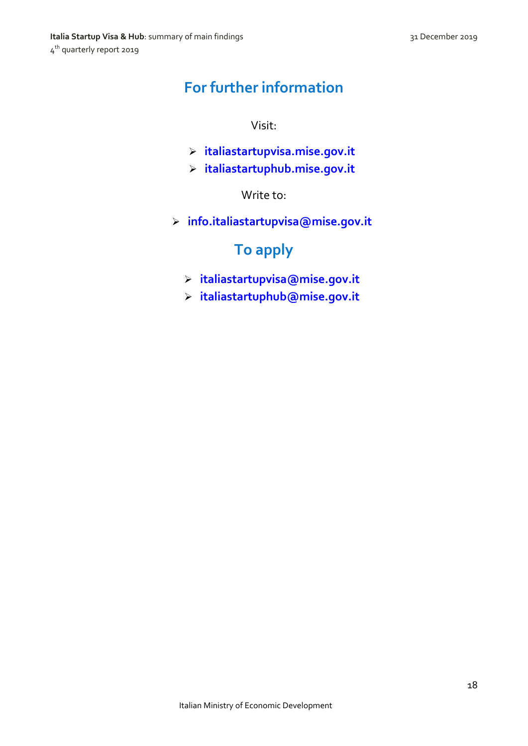## For further information

Visit:

- **italiastartupvisa.mise.gov.it**
- **italiastartuphub.mise.gov.it**

Write to:

- **info.italiastartupvisa@mise.gov.it**

## To apply

- **italiastartupvisa@mise.gov.it**
- **italiastartuphub@mise.gov.it**